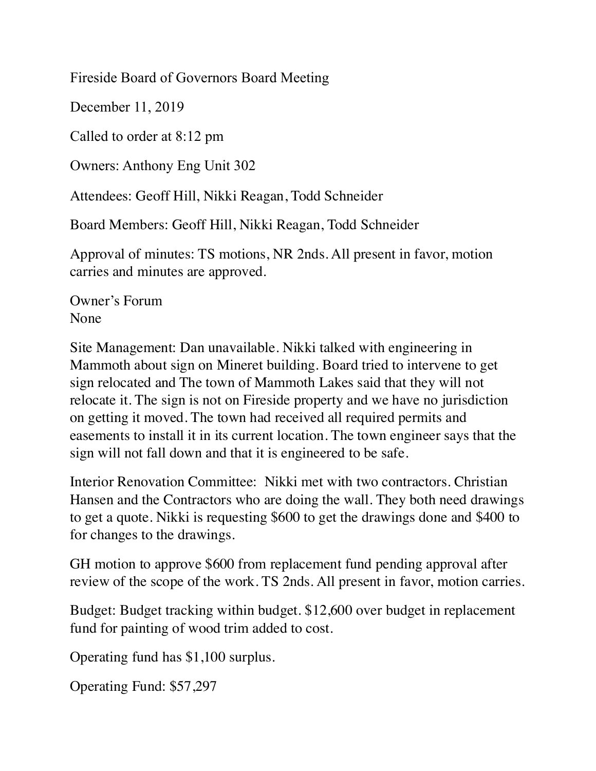Fireside Board of Governors Board Meeting

December 11, 2019

Called to order at 8:12 pm

Owners: Anthony Eng Unit 302

Attendees: Geoff Hill, Nikki Reagan, Todd Schneider

Board Members: Geoff Hill, Nikki Reagan, Todd Schneider

Approval of minutes: TS motions, NR 2nds. All present in favor, motion carries and minutes are approved.

Owner's Forum
None

Site Management: Dan unavailable. Nikki talked with engineering in Mammoth about sign on Mineret building. Board tried to intervene to get sign relocated and The town of Mammoth Lakes said that they will not relocate it. The sign is not on Fireside property and we have no jurisdiction on getting it moved. The town had received all required permits and easements to install it in its current location. The town engineer says that the sign will not fall down and that it is engineered to be safe.

Interior Renovation Committee: Nikki met with two contractors. Christian Hansen and the Contractors who are doing the wall. They both need drawings to get a quote. Nikki is requesting $600 to get the drawings done and $400 to for changes to the drawings.

GH motion to approve $600 from replacement fund pending approval after review of the scope of the work. TS 2nds. All present in favor, motion carries.

Budget: Budget tracking within budget. $12,600 over budget in replacement fund for painting of wood trim added to cost.

Operating fund has $1,100 surplus.

Operating Fund: $57,297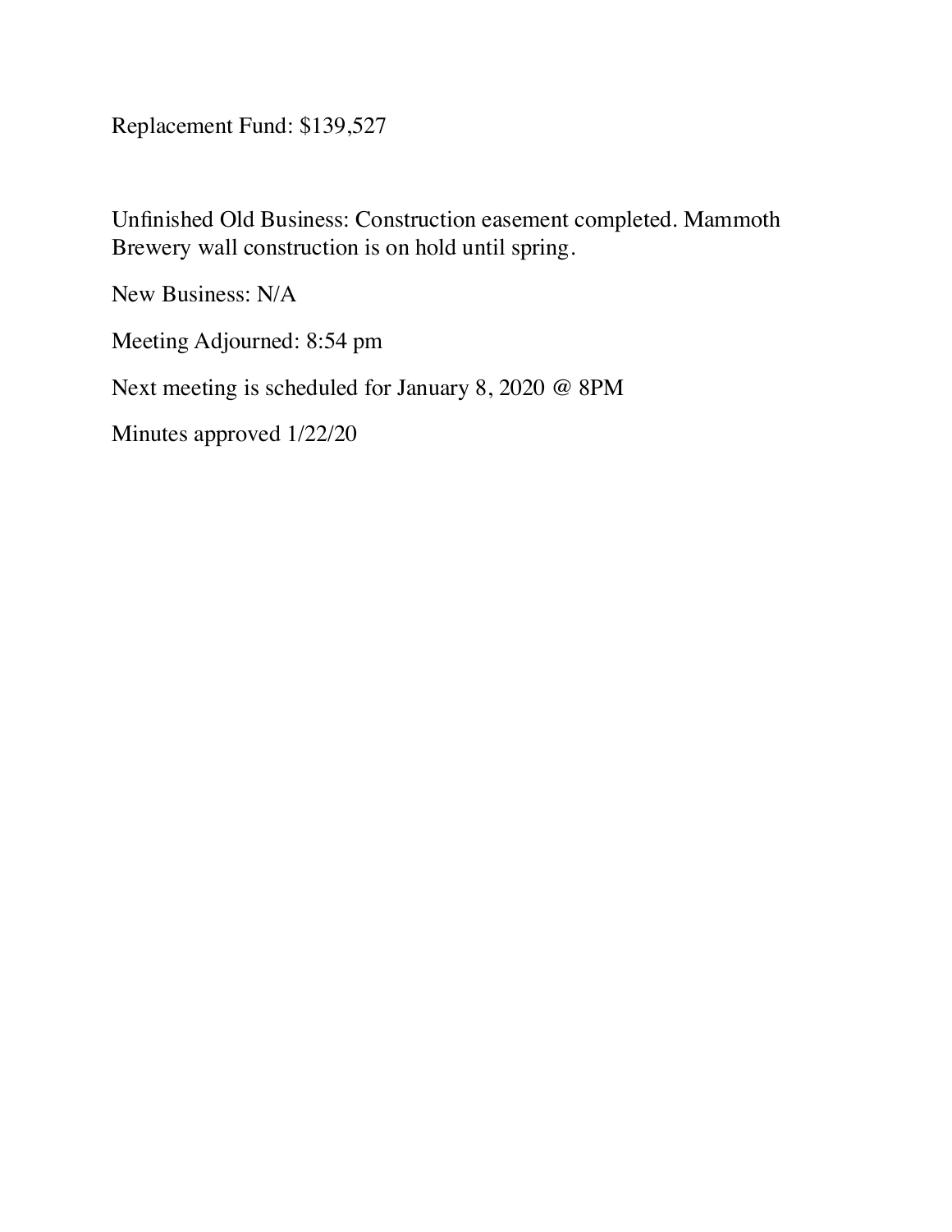Replacement Fund: $139,527

Unfinished Old Business: Construction easement completed. Mammoth Brewery wall construction is on hold until spring.

New Business: N/A

Meeting Adjourned: 8:54 pm

Next meeting is scheduled for January 8, 2020 @ 8PM

Minutes approved 1/22/20